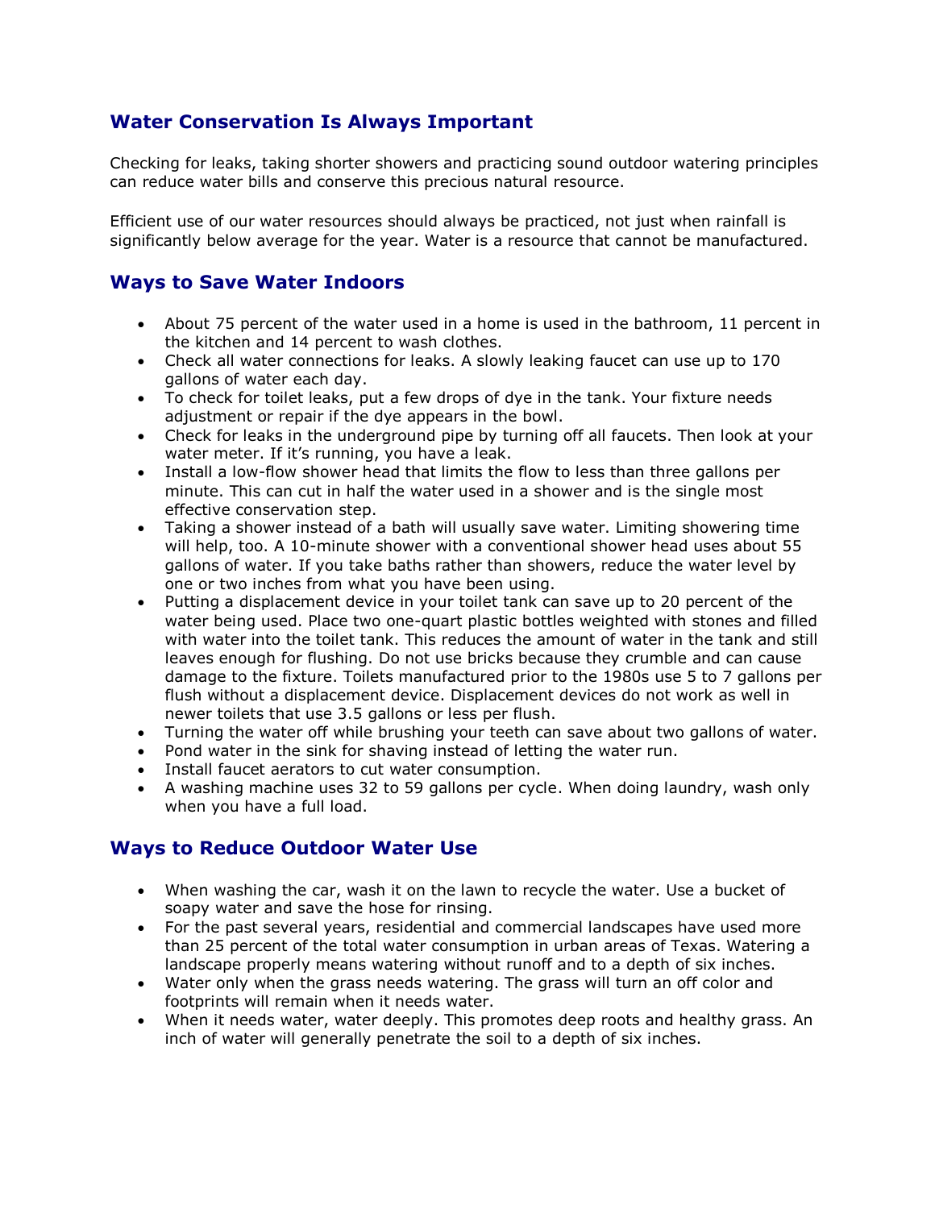## Water Conservation Is Always Important

Checking for leaks, taking shorter showers and practicing sound outdoor watering principles can reduce water bills and conserve this precious natural resource.

Efficient use of our water resources should always be practiced, not just when rainfall is significantly below average for the year. Water is a resource that cannot be manufactured.

## Ways to Save Water Indoors

- About 75 percent of the water used in a home is used in the bathroom, 11 percent in the kitchen and 14 percent to wash clothes.
- Check all water connections for leaks. A slowly leaking faucet can use up to 170 gallons of water each day.
- To check for toilet leaks, put a few drops of dye in the tank. Your fixture needs adjustment or repair if the dye appears in the bowl.
- Check for leaks in the underground pipe by turning off all faucets. Then look at your water meter. If it's running, you have a leak.
- Install a low-flow shower head that limits the flow to less than three gallons per minute. This can cut in half the water used in a shower and is the single most effective conservation step.
- Taking a shower instead of a bath will usually save water. Limiting showering time will help, too. A 10-minute shower with a conventional shower head uses about 55 gallons of water. If you take baths rather than showers, reduce the water level by one or two inches from what you have been using.
- Putting a displacement device in your toilet tank can save up to 20 percent of the water being used. Place two one-quart plastic bottles weighted with stones and filled with water into the toilet tank. This reduces the amount of water in the tank and still leaves enough for flushing. Do not use bricks because they crumble and can cause damage to the fixture. Toilets manufactured prior to the 1980s use 5 to 7 gallons per flush without a displacement device. Displacement devices do not work as well in newer toilets that use 3.5 gallons or less per flush.
- Turning the water off while brushing your teeth can save about two gallons of water.
- Pond water in the sink for shaving instead of letting the water run.
- Install faucet aerators to cut water consumption.
- A washing machine uses 32 to 59 gallons per cycle. When doing laundry, wash only when you have a full load.

## Ways to Reduce Outdoor Water Use

- When washing the car, wash it on the lawn to recycle the water. Use a bucket of soapy water and save the hose for rinsing.
- For the past several years, residential and commercial landscapes have used more than 25 percent of the total water consumption in urban areas of Texas. Watering a landscape properly means watering without runoff and to a depth of six inches.
- Water only when the grass needs watering. The grass will turn an off color and footprints will remain when it needs water.
- When it needs water, water deeply. This promotes deep roots and healthy grass. An inch of water will generally penetrate the soil to a depth of six inches.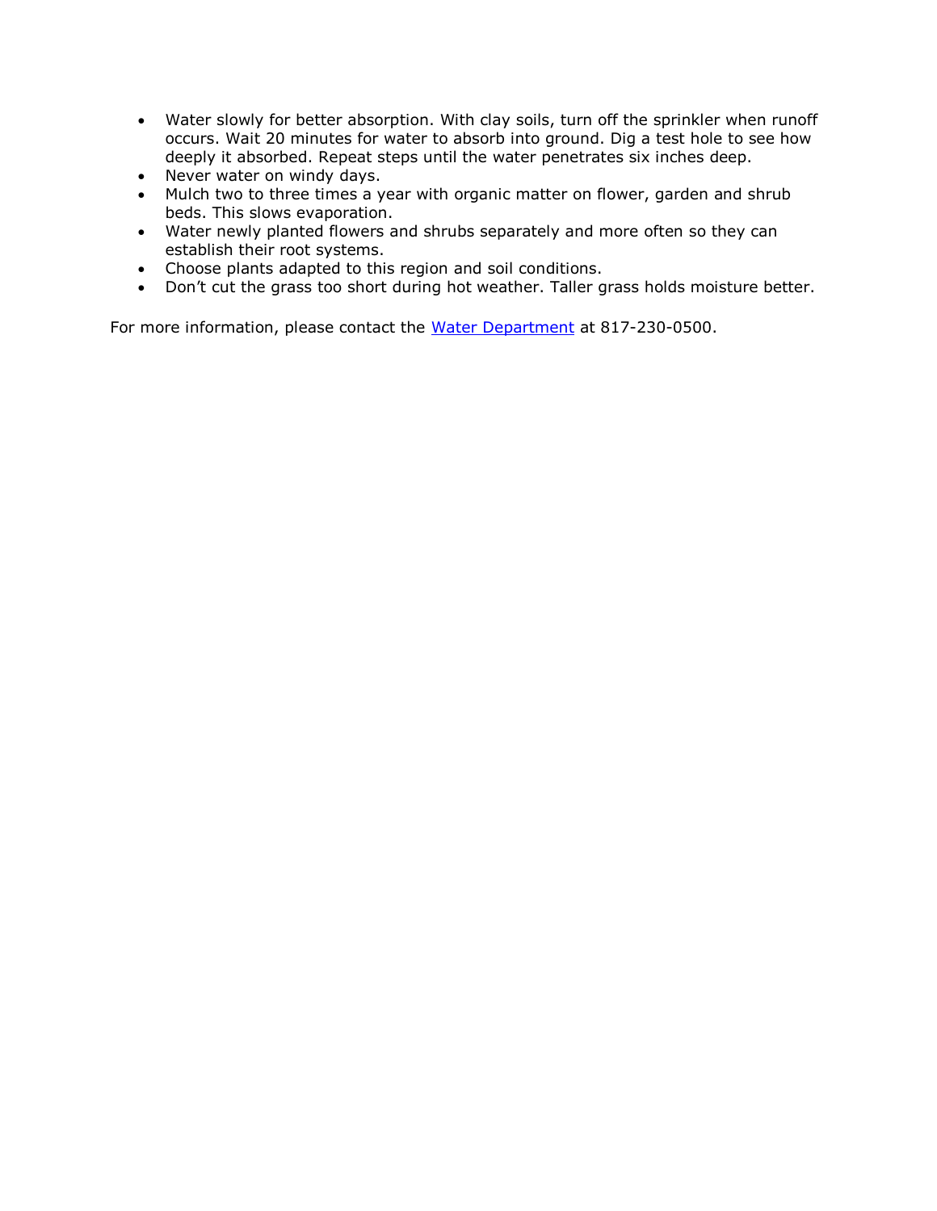- Water slowly for better absorption. With clay soils, turn off the sprinkler when runoff occurs. Wait 20 minutes for water to absorb into ground. Dig a test hole to see how deeply it absorbed. Repeat steps until the water penetrates six inches deep.
- Never water on windy days.
- Mulch two to three times a year with organic matter on flower, garden and shrub beds. This slows evaporation.
- Water newly planted flowers and shrubs separately and more often so they can establish their root systems.
- Choose plants adapted to this region and soil conditions.
- Don't cut the grass too short during hot weather. Taller grass holds moisture better.

For more information, please contact the Water Department at 817-230-0500.